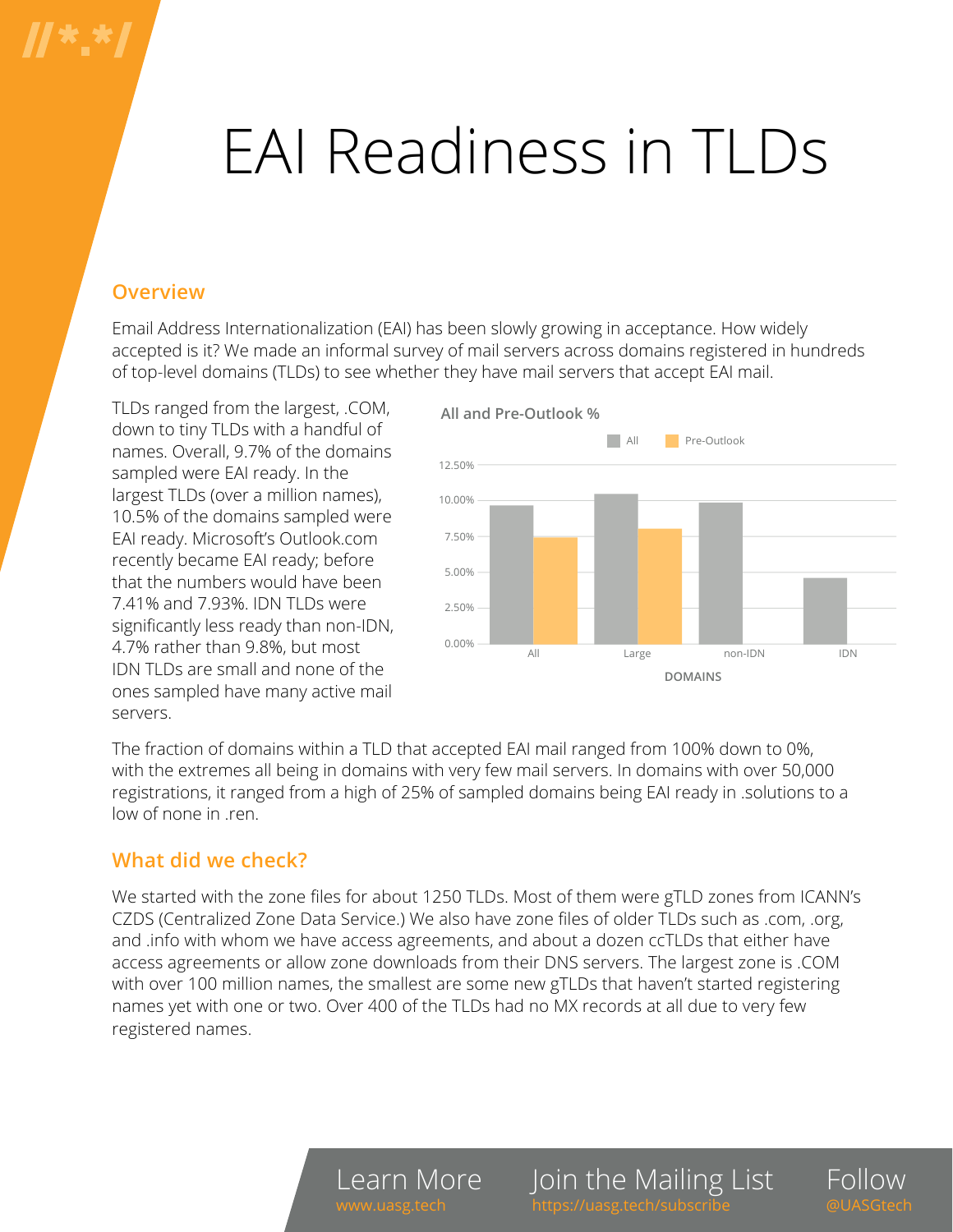# EAI Readiness in TLDs

## Overview

Email Address Internationalization (EAI) has been slowly growing in acceptance. How widely accepted is it? We made an informal survey of mail servers across domains registered in hundreds of top-level domains (TLDs) to see whether they have mail servers that accept EAI mail.

TLDs ranged from the largest, .COM, down to tiny TLDs with a handful of names. Overall, 9.7% of the domains sampled were EAI ready. In the largest TLDs (over a million names), 10.5% of the domains sampled were EAI ready. Microsoft's Outlook.com recently became EAI ready; before that the numbers would have been 7.41% and 7.93%. IDN TLDs were significantly less ready than non-IDN, 4.7% rather than 9.8%, but most IDN TLDs are small and none of the ones sampled have many active mail servers.

The fraction of domains within a TLD that accepted EAI mail ranged from 100% down to 0%, with the extremes all being in domains with very few mail servers. In domains with over 50,000 registrations, it ranged from a high of 25% of sampled domains being EAI ready in .solutions to a low of none in .ren.

## What did we check?

We started with the zone files for about 1250 TLDs. Most of them were gTLD zones from ICANN's CZDS (Centralized Zone Data Service.) We also have zone files of older TLDs such as .com, .org, and .info with whom we have access agreements, and about a dozen ccTLDs that either have access agreements or allow zone downloads from their DNS servers. The largest zone is .COM with over 100 million names, the smallest are some new gTLDs that haven't started registering names yet with one or two. Over 400 of the TLDs had no MX records at all due to very few registered names.

Learn More www.uasg.tech | Join the Mailing List https://uasg.tech/subscribe | Follow @UASGtech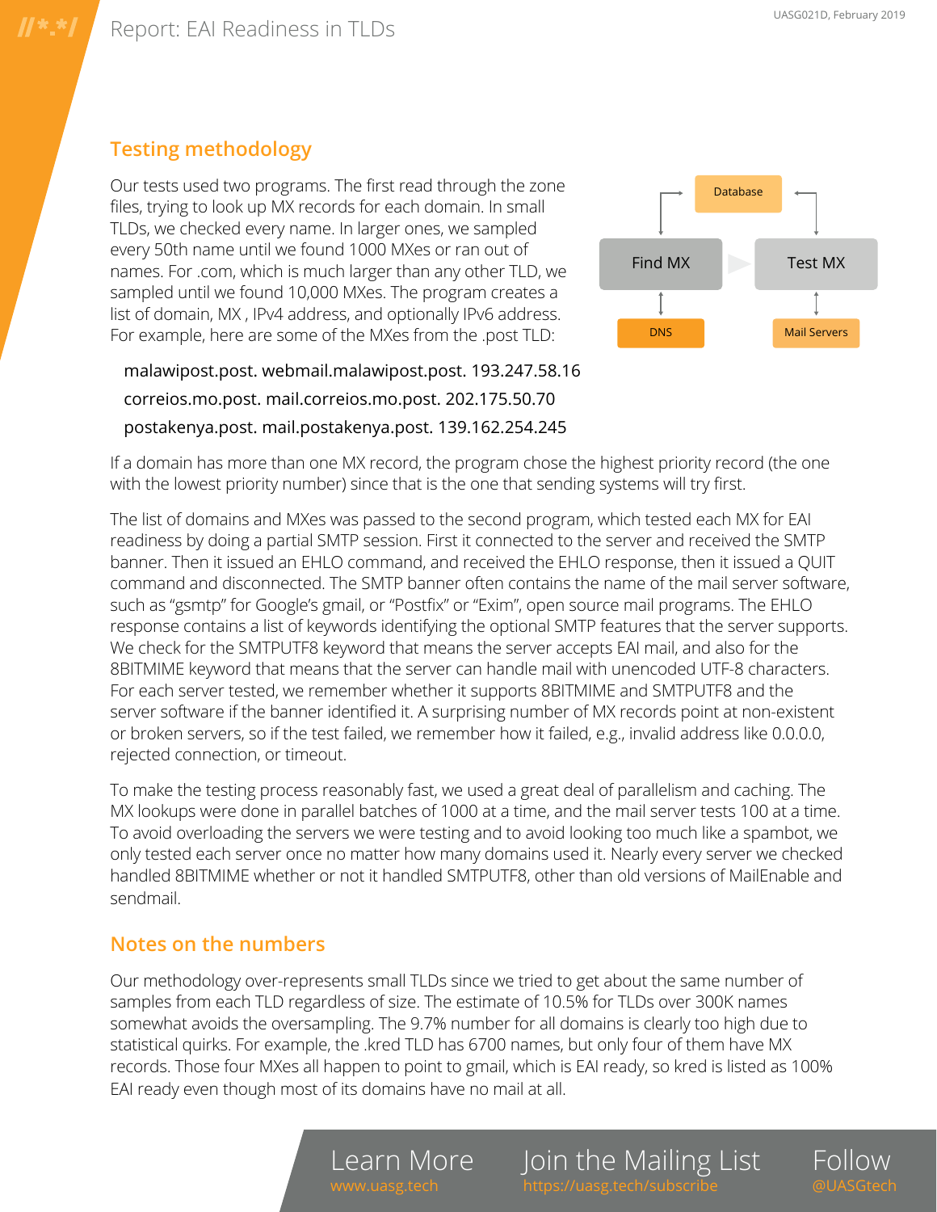## Testing methodology

Our tests used two programs. The first read through the zone files, trying to look up MX records for each domain. In small TLDs, we checked every name. In larger ones, we sampled every 50th name until we found 1000 MXes or ran out of names. For .com, which is much larger than any other TLD, we sampled until we found 10,000 MXes. The program creates a list of domain, MX , IPv4 address, and optionally IPv6 address. For example, here are some of the MXes from the .post TLD:

```
malawipost.post. webmail.malawipost.post. 193.247.58.16
correios.mo.post. mail.correios.mo.post. 202.175.50.70
postakenya.post. mail.postakenya.post. 139.162.254.245
```

If a domain has more than one MX record, the program chose the highest priority record (the one with the lowest priority number) since that is the one that sending systems will try first.

The list of domains and MXes was passed to the second program, which tested each MX for EAI readiness by doing a partial SMTP session. First it connected to the server and received the SMTP banner. Then it issued an EHLO command, and received the EHLO response, then it issued a QUIT command and disconnected. The SMTP banner often contains the name of the mail server software, such as "gsmtp" for Google's gmail, or "Postfix" or "Exim", open source mail programs. The EHLO response contains a list of keywords identifying the optional SMTP features that the server supports. We check for the SMTPUTF8 keyword that means the server accepts EAI mail, and also for the 8BITMIME keyword that means that the server can handle mail with unencoded UTF-8 characters. For each server tested, we remember whether it supports 8BITMIME and SMTPUTF8 and the server software if the banner identified it. A surprising number of MX records point at non-existent or broken servers, so if the test failed, we remember how it failed, e.g., invalid address like 0.0.0.0, rejected connection, or timeout.

To make the testing process reasonably fast, we used a great deal of parallelism and caching. The MX lookups were done in parallel batches of 1000 at a time, and the mail server tests 100 at a time. To avoid overloading the servers we were testing and to avoid looking too much like a spambot, we only tested each server once no matter how many domains used it. Nearly every server we checked handled 8BITMIME whether or not it handled SMTPUTF8, other than old versions of MailEnable and sendmail.

## Notes on the numbers

Our methodology over-represents small TLDs since we tried to get about the same number of samples from each TLD regardless of size. The estimate of 10.5% for TLDs over 300K names somewhat avoids the oversampling. The 9.7% number for all domains is clearly too high due to statistical quirks. For example, the .kred TLD has 6700 names, but only four of them have MX records. Those four MXes all happen to point to gmail, which is EAI ready, so kred is listed as 100% EAI ready even though most of its domains have no mail at all.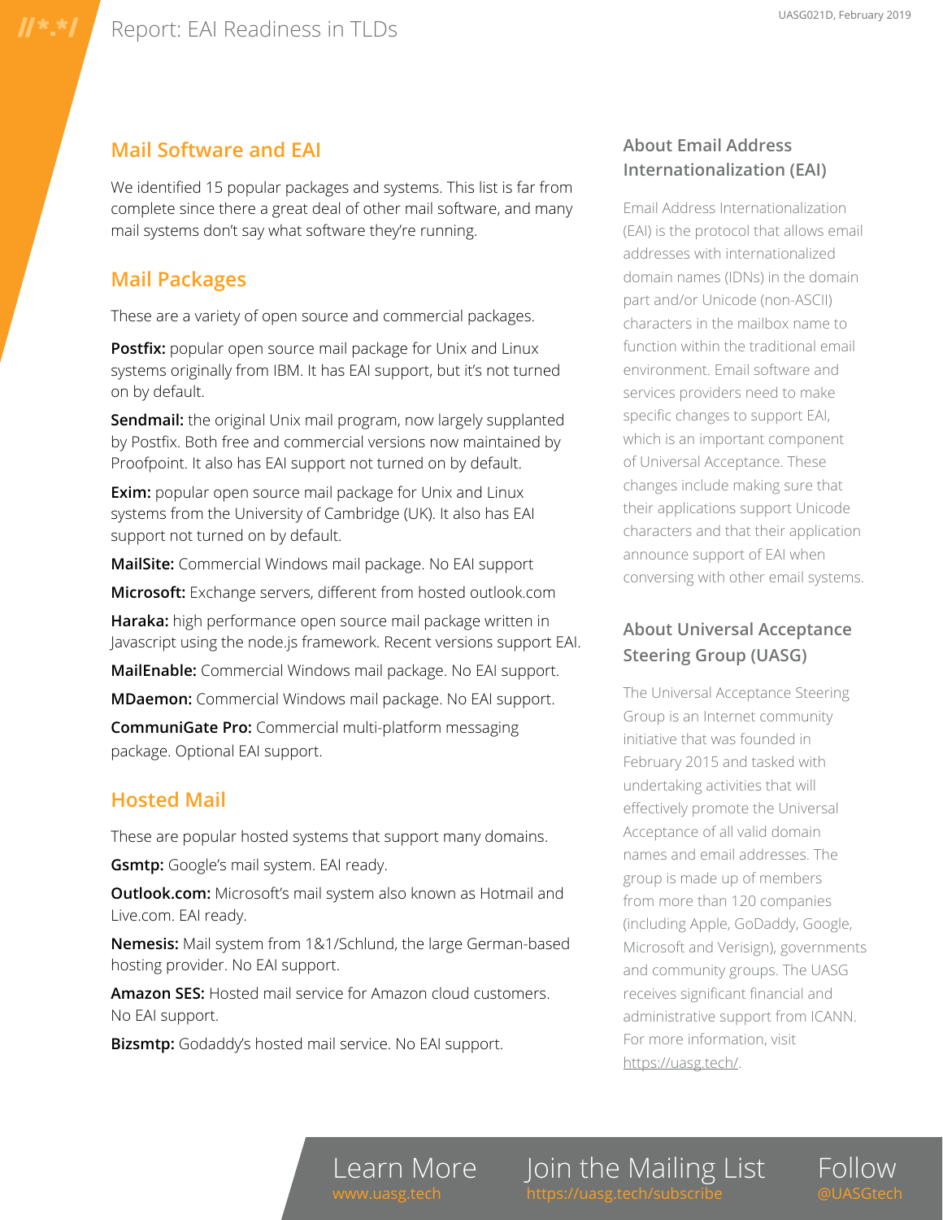## Mail Software and EAI

We identified 15 popular packages and systems. This list is far from complete since there a great deal of other mail software, and many mail systems don't say what software they're running.

## Mail Packages

These are a variety of open source and commercial packages.

**Postfix:** popular open source mail package for Unix and Linux systems originally from IBM. It has EAI support, but it's not turned on by default.

**Sendmail:** the original Unix mail program, now largely supplanted by Postfix. Both free and commercial versions now maintained by Proofpoint. It also has EAI support not turned on by default.

**Exim:** popular open source mail package for Unix and Linux systems from the University of Cambridge (UK). It also has EAI support not turned on by default.

**MailSite:** Commercial Windows mail package. No EAI support

**Microsoft:** Exchange servers, different from hosted outlook.com

**Haraka:** high performance open source mail package written in Javascript using the node.js framework. Recent versions support EAI.

**MailEnable:** Commercial Windows mail package. No EAI support.

**MDaemon:** Commercial Windows mail package. No EAI support.

**CommuniGate Pro:** Commercial multi-platform messaging package. Optional EAI support.

## Hosted Mail

These are popular hosted systems that support many domains.

**Gsmtp:** Google's mail system. EAI ready.

**Outlook.com:** Microsoft's mail system also known as Hotmail and Live.com. EAI ready.

**Nemesis:** Mail system from 1&1/Schlund, the large German-based hosting provider. No EAI support.

**Amazon SES:** Hosted mail service for Amazon cloud customers. No EAI support.

**Bizsmtp:** Godaddy's hosted mail service. No EAI support.

### About Email Address Internationalization (EAI)

Email Address Internationalization (EAI) is the protocol that allows email addresses with internationalized domain names (IDNs) in the domain part and/or Unicode (non-ASCII) characters in the mailbox name to function within the traditional email environment. Email software and services providers need to make specific changes to support EAI, which is an important component of Universal Acceptance. These changes include making sure that their applications support Unicode characters and that their application announce support of EAI when conversing with other email systems.

### About Universal Acceptance Steering Group (UASG)

The Universal Acceptance Steering Group is an Internet community initiative that was founded in February 2015 and tasked with undertaking activities that will effectively promote the Universal Acceptance of all valid domain names and email addresses. The group is made up of members from more than 120 companies (including Apple, GoDaddy, Google, Microsoft and Verisign), governments and community groups. The UASG receives significant financial and administrative support from ICANN. For more information, visit https://uasg.tech/.

Learn More www.uasg.tech | Join the Mailing List https://uasg.tech/subscribe | Follow @UASGtech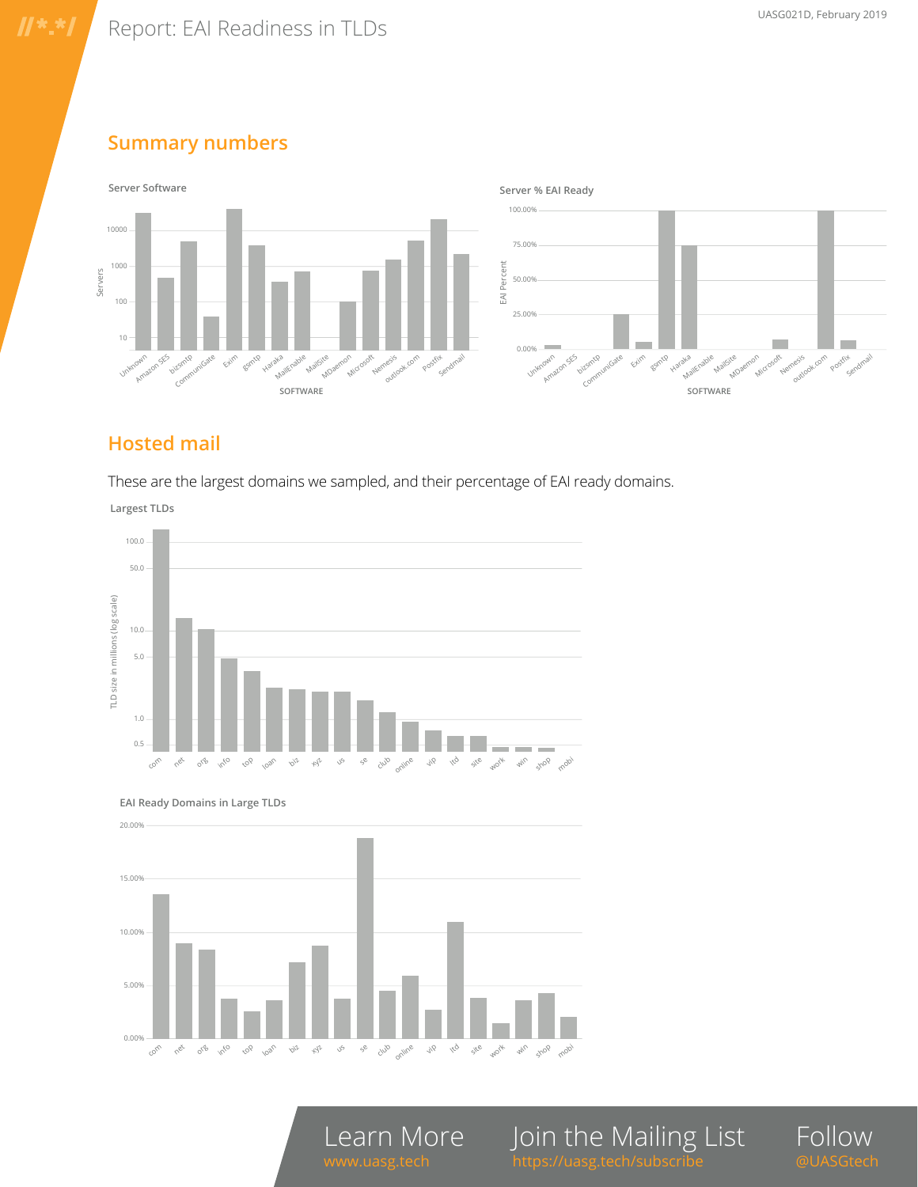## Summary numbers

Server Software

Servers

10
100
1000
10000

Unknown, Amazon SES, bizsmtp, CommuniGate, Exim, gsmtp, Haraka, MailEnable, MailSite, MDaemon, Microsoft, Nemesis, outlook.com, Postfix, Sendmail

SOFTWARE

Server % EAI Ready

EAI Percent

0.00%
25.00%
50.00%
75.00%
100.00%

Unknown, Amazon SES, bizsmtp, CommuniGate, Exim, gsmtp, Haraka, MailEnable, MailSite, MDaemon, Microsoft, Nemesis, outlook.com, Postfix, Sendmail

SOFTWARE

## Hosted mail

These are the largest domains we sampled, and their percentage of EAI ready domains.

Largest TLDs

TLD size in millions (log scale)

0.5
1.0
5.0
10.0
50.0
100.0

com, net, org, info, top, loan, biz, xyz, us, se, club, online, vip, ltd, site, work, win, shop, mobi

EAI Ready Domains in Large TLDs

0.00%
5.00%
10.00%
15.00%
20.00%

com, net, org, info, top, loan, biz, xyz, us, se, club, online, vip, ltd, site, work, win, shop, mobi

Learn More
www.uasg.tech

Join the Mailing List
https://uasg.tech/subscribe

Follow
@UASGtech